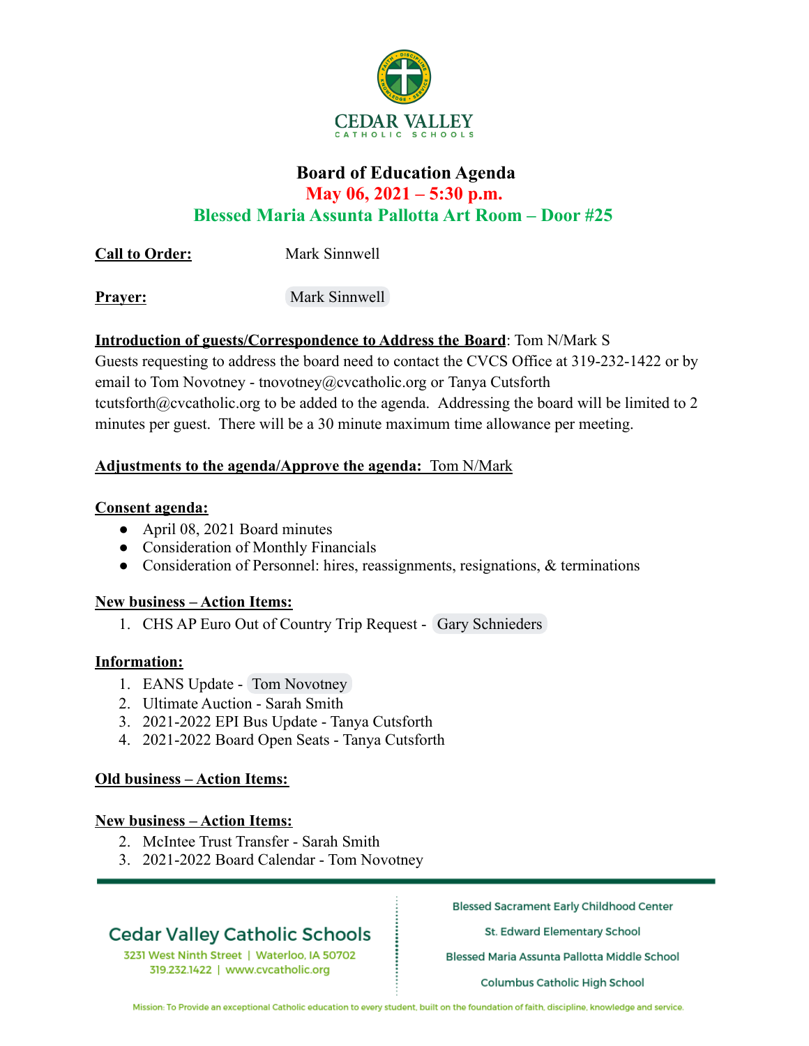CEDAR VALLEY
CATHOLIC SCHOOLS

# Board of Education Agenda

## May 06, 2021 – 5:30 p.m.

## Blessed Maria Assunta Pallotta Art Room – Door #25

**Call to Order:** Mark Sinnwell

**Prayer:** Mark Sinnwell

**Introduction of guests/Correspondence to Address the Board**: Tom N/Mark S
Guests requesting to address the board need to contact the CVCS Office at 319-232-1422 or by email to Tom Novotney - tnovotney@cvcatholic.org or Tanya Cutsforth tcutsforth@cvcatholic.org to be added to the agenda. Addressing the board will be limited to 2 minutes per guest. There will be a 30 minute maximum time allowance per meeting.

**Adjustments to the agenda/Approve the agenda:** Tom N/Mark

**Consent agenda:**

- April 08, 2021 Board minutes
- Consideration of Monthly Financials
- Consideration of Personnel: hires, reassignments, resignations, & terminations

**New business – Action Items:**

1. CHS AP Euro Out of Country Trip Request - Gary Schnieders

**Information:**

1. EANS Update - Tom Novotney
2. Ultimate Auction - Sarah Smith
3. 2021-2022 EPI Bus Update - Tanya Cutsforth
4. 2021-2022 Board Open Seats - Tanya Cutsforth

**Old business – Action Items:**

**New business – Action Items:**

2. McIntee Trust Transfer - Sarah Smith
3. 2021-2022 Board Calendar - Tom Novotney

Cedar Valley Catholic Schools
3231 West Ninth Street | Waterloo, IA 50702
319.232.1422 | www.cvcatholic.org

Blessed Sacrament Early Childhood Center
St. Edward Elementary School
Blessed Maria Assunta Pallotta Middle School
Columbus Catholic High School

Mission: To Provide an exceptional Catholic education to every student, built on the foundation of faith, discipline, knowledge and service.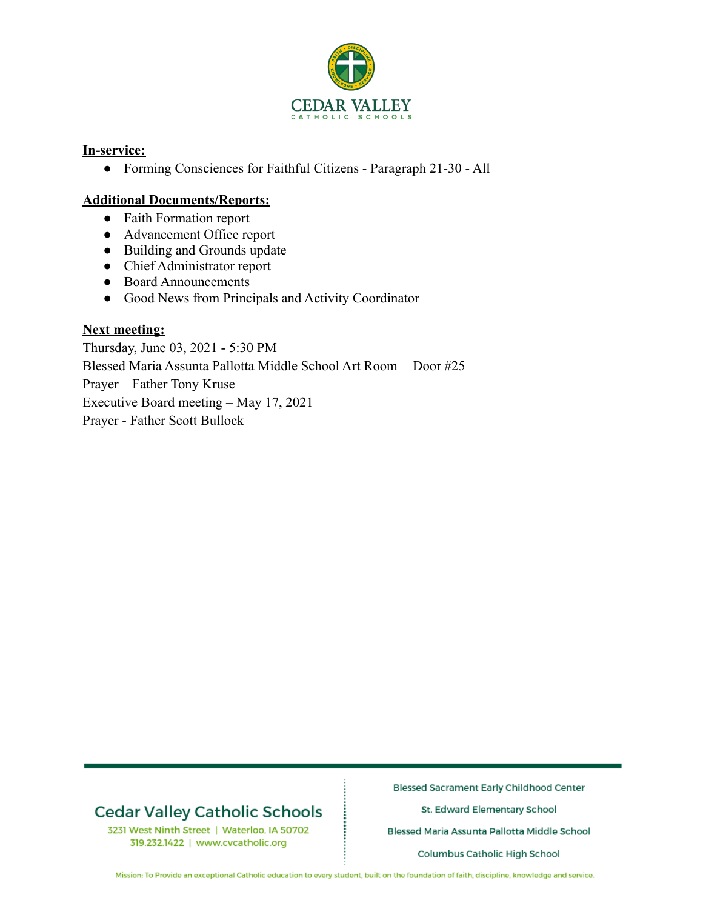**In-service:**

- Forming Consciences for Faithful Citizens - Paragraph 21-30 - All

**Additional Documents/Reports:**

- Faith Formation report
- Advancement Office report
- Building and Grounds update
- Chief Administrator report
- Board Announcements
- Good News from Principals and Activity Coordinator

**Next meeting:**

Thursday, June 03, 2021 - 5:30 PM
Blessed Maria Assunta Pallotta Middle School Art Room – Door #25
Prayer – Father Tony Kruse
Executive Board meeting – May 17, 2021
Prayer - Father Scott Bullock